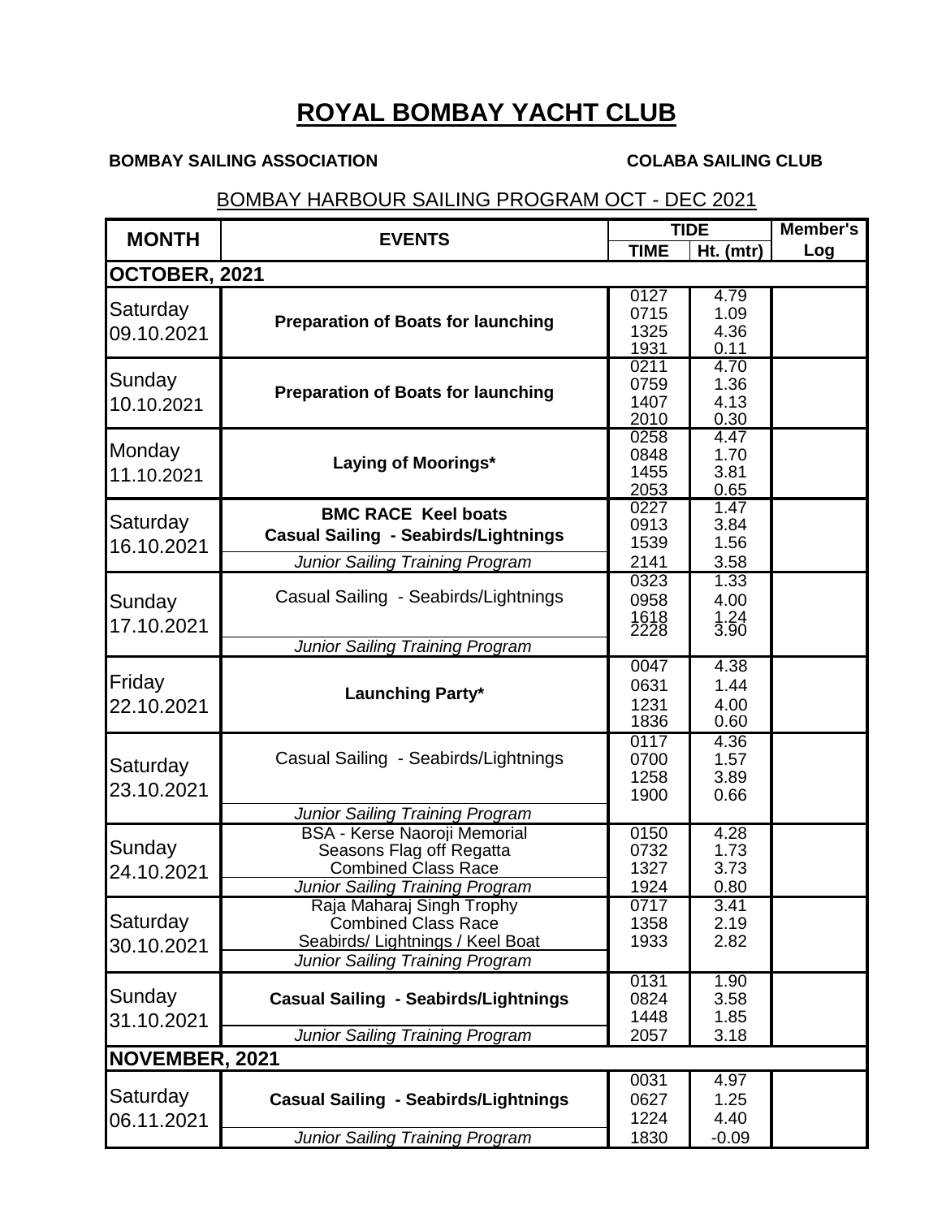# ROYAL BOMBAY YACHT CLUB

**BOMBAY SAILING ASSOCIATION** **COLABA SAILING CLUB**

## BOMBAY HARBOUR SAILING PROGRAM OCT - DEC 2021

| MONTH | EVENTS | TIDE | | Member's Log |
|---|---|---|---|---|
| | | TIME | Ht. (mtr) | |
| **OCTOBER, 2021** | | | | |
| Saturday 09.10.2021 | **Preparation of Boats for launching** | 0127<br>0715<br>1325<br>1931 | 4.79<br>1.09<br>4.36<br>0.11 | |
| Sunday 10.10.2021 | **Preparation of Boats for launching** | 0211<br>0759<br>1407<br>2010 | 4.70<br>1.36<br>4.13<br>0.30 | |
| Monday 11.10.2021 | **Laying of Moorings*** | 0258<br>0848<br>1455<br>2053 | 4.47<br>1.70<br>3.81<br>0.65 | |
| Saturday 16.10.2021 | **BMC RACE Keel boats**<br>**Casual Sailing - Seabirds/Lightnings**<br>*Junior Sailing Training Program* | 0227<br>0913<br>1539<br>2141 | 1.47<br>3.84<br>1.56<br>3.58 | |
| Sunday 17.10.2021 | Casual Sailing - Seabirds/Lightnings<br>*Junior Sailing Training Program* | 0323<br>0958<br>1618<br>2228 | 1.33<br>4.00<br>1.24<br>3.90 | |
| Friday 22.10.2021 | **Launching Party*** | 0047<br>0631<br>1231<br>1836 | 4.38<br>1.44<br>4.00<br>0.60 | |
| Saturday 23.10.2021 | Casual Sailing - Seabirds/Lightnings<br>*Junior Sailing Training Program* | 0117<br>0700<br>1258<br>1900 | 4.36<br>1.57<br>3.89<br>0.66 | |
| Sunday 24.10.2021 | BSA - Kerse Naoroji Memorial<br>Seasons Flag off Regatta<br>Combined Class Race<br>*Junior Sailing Training Program* | 0150<br>0732<br>1327<br>1924 | 4.28<br>1.73<br>3.73<br>0.80 | |
| Saturday 30.10.2021 | Raja Maharaj Singh Trophy<br>Combined Class Race<br>Seabirds/ Lightnings / Keel Boat<br>*Junior Sailing Training Program* | 0717<br>1358<br>1933 | 3.41<br>2.19<br>2.82 | |
| Sunday 31.10.2021 | **Casual Sailing - Seabirds/Lightnings**<br>*Junior Sailing Training Program* | 0131<br>0824<br>1448<br>2057 | 1.90<br>3.58<br>1.85<br>3.18 | |
| **NOVEMBER, 2021** | | | | |
| Saturday 06.11.2021 | **Casual Sailing - Seabirds/Lightnings**<br>*Junior Sailing Training Program* | 0031<br>0627<br>1224<br>1830 | 4.97<br>1.25<br>4.40<br>-0.09 | |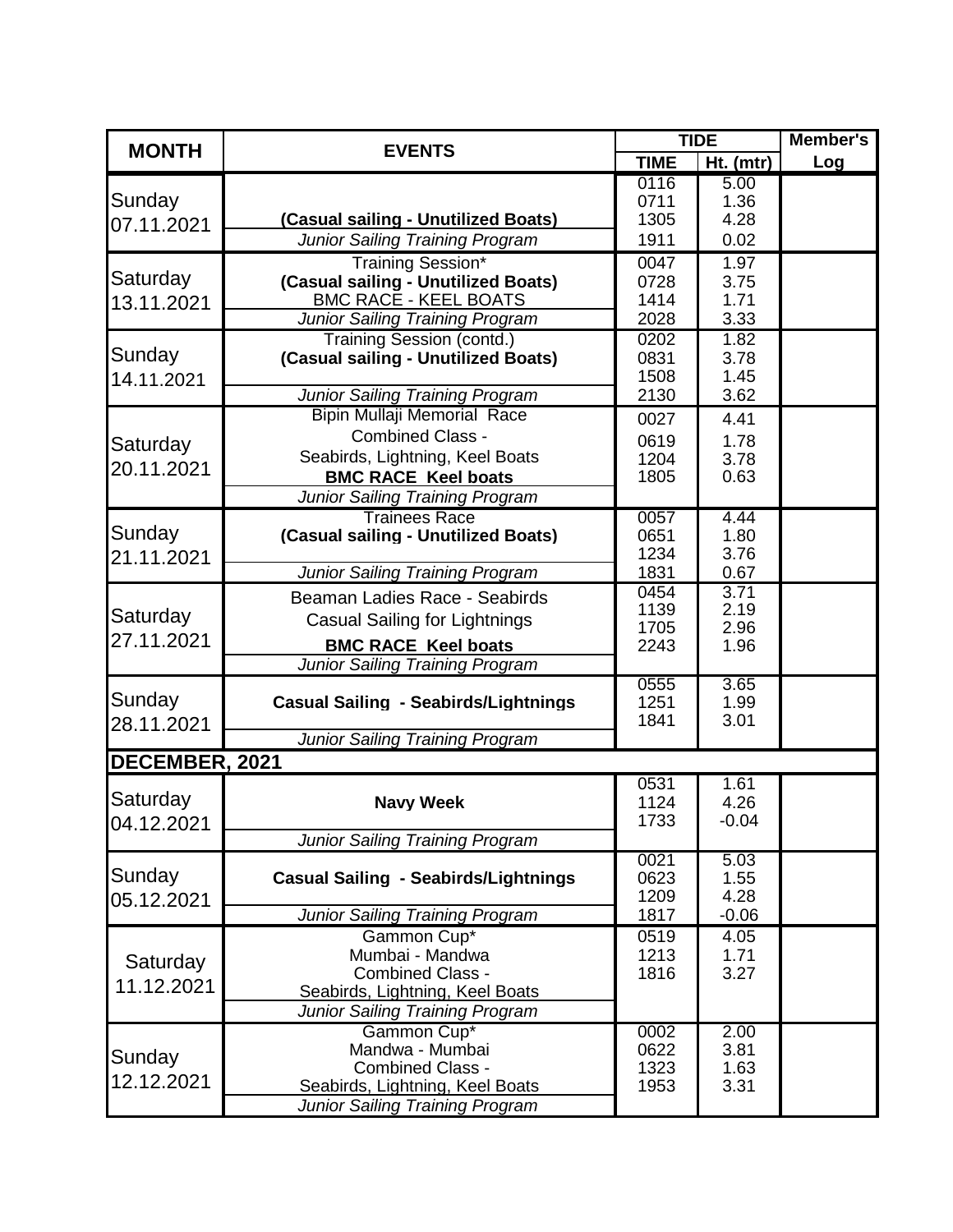| MONTH | EVENTS | TIDE | | Member's Log |
|---|---|---|---|---|
| | | TIME | Ht. (mtr) | |
| Sunday 07.11.2021 | **(Casual sailing - Unutilized Boats)**<br>*Junior Sailing Training Program* | 0116<br>0711<br>1305<br>1911 | 5.00<br>1.36<br>4.28<br>0.02 | |
| Saturday 13.11.2021 | Training Session*<br>**(Casual sailing - Unutilized Boats)**<br>BMC RACE - KEEL BOATS<br>*Junior Sailing Training Program* | 0047<br>0728<br>1414<br>2028 | 1.97<br>3.75<br>1.71<br>3.33 | |
| Sunday 14.11.2021 | Training Session (contd.)<br>**(Casual sailing - Unutilized Boats)**<br>*Junior Sailing Training Program* | 0202<br>0831<br>1508<br>2130 | 1.82<br>3.78<br>1.45<br>3.62 | |
| Saturday 20.11.2021 | Bipin Mullaji Memorial Race<br>Combined Class -<br>Seabirds, Lightning, Keel Boats<br>**BMC RACE Keel boats**<br>*Junior Sailing Training Program* | 0027<br>0619<br>1204<br>1805 | 4.41<br>1.78<br>3.78<br>0.63 | |
| Sunday 21.11.2021 | Trainees Race<br>**(Casual sailing - Unutilized Boats)**<br>*Junior Sailing Training Program* | 0057<br>0651<br>1234<br>1831 | 4.44<br>1.80<br>3.76<br>0.67 | |
| Saturday 27.11.2021 | Beaman Ladies Race - Seabirds<br>Casual Sailing for Lightnings<br>**BMC RACE Keel boats**<br>*Junior Sailing Training Program* | 0454<br>1139<br>1705<br>2243 | 3.71<br>2.19<br>2.96<br>1.96 | |
| Sunday 28.11.2021 | **Casual Sailing - Seabirds/Lightnings**<br>*Junior Sailing Training Program* | 0555<br>1251<br>1841 | 3.65<br>1.99<br>3.01 | |
| **DECEMBER, 2021** | | | | |
| Saturday 04.12.2021 | **Navy Week**<br>*Junior Sailing Training Program* | 0531<br>1124<br>1733 | 1.61<br>4.26<br>-0.04 | |
| Sunday 05.12.2021 | **Casual Sailing - Seabirds/Lightnings**<br>*Junior Sailing Training Program* | 0021<br>0623<br>1209<br>1817 | 5.03<br>1.55<br>4.28<br>-0.06 | |
| Saturday 11.12.2021 | Gammon Cup*<br>Mumbai - Mandwa<br>Combined Class -<br>Seabirds, Lightning, Keel Boats<br>*Junior Sailing Training Program* | 0519<br>1213<br>1816 | 4.05<br>1.71<br>3.27 | |
| Sunday 12.12.2021 | Gammon Cup*<br>Mandwa - Mumbai<br>Combined Class -<br>Seabirds, Lightning, Keel Boats<br>*Junior Sailing Training Program* | 0002<br>0622<br>1323<br>1953 | 2.00<br>3.81<br>1.63<br>3.31 | |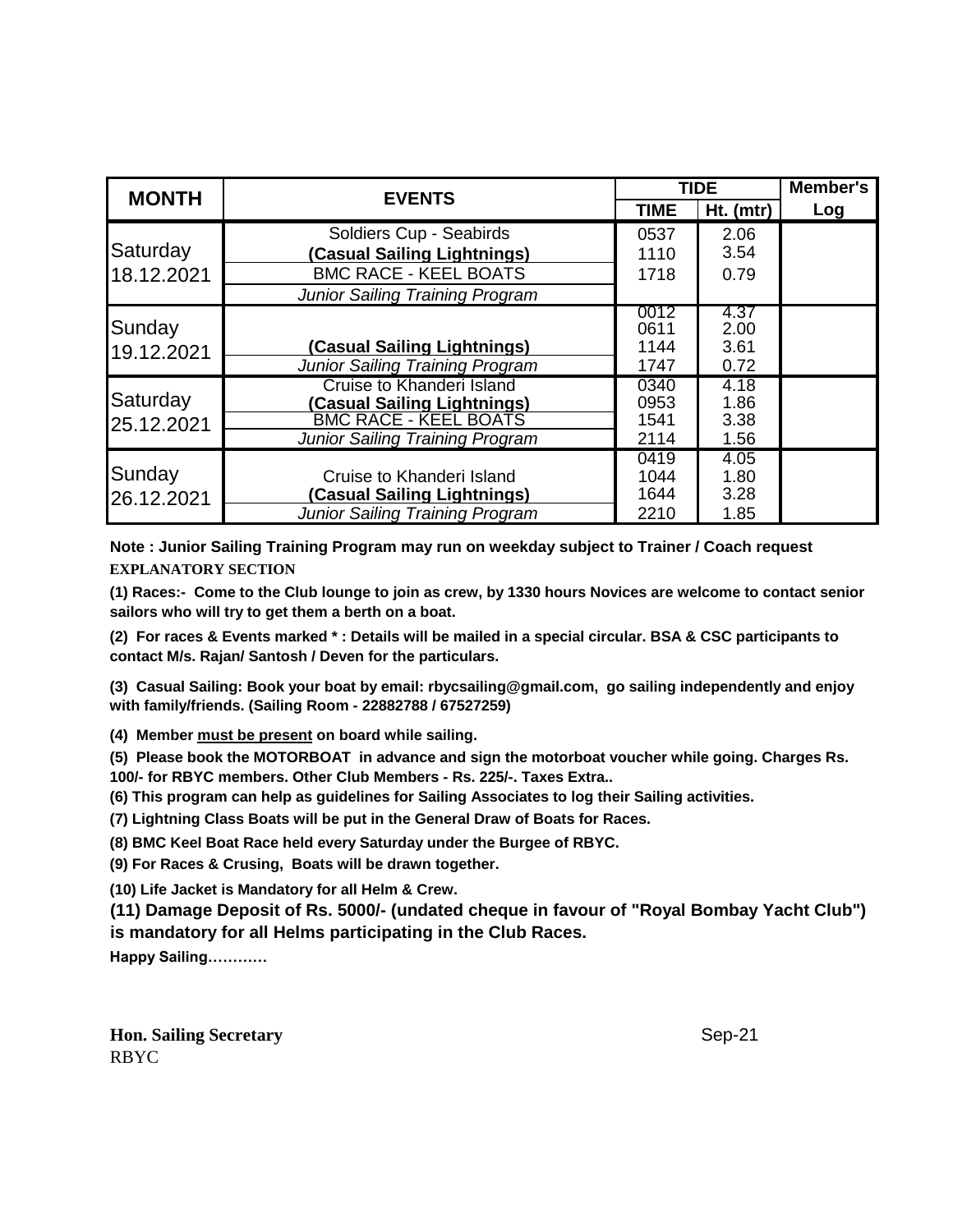| MONTH | EVENTS | TIDE | | Member's |
|---|---|---|---|---|
| | | TIME | Ht. (mtr) | Log |
| Saturday 18.12.2021 | Soldiers Cup - Seabirds<br>**(Casual Sailing Lightnings)**<br>BMC RACE - KEEL BOATS<br>*Junior Sailing Training Program* | 0537<br>1110<br>1718 | 2.06<br>3.54<br>0.79 | |
| Sunday 19.12.2021 | **(Casual Sailing Lightnings)**<br>*Junior Sailing Training Program* | 0012<br>0611<br>1144<br>1747 | 4.37<br>2.00<br>3.61<br>0.72 | |
| Saturday 25.12.2021 | Cruise to Khanderi Island<br>**(Casual Sailing Lightnings)**<br>BMC RACE - KEEL BOATS<br>*Junior Sailing Training Program* | 0340<br>0953<br>1541<br>2114 | 4.18<br>1.86<br>3.38<br>1.56 | |
| Sunday 26.12.2021 | Cruise to Khanderi Island<br>**(Casual Sailing Lightnings)**<br>*Junior Sailing Training Program* | 0419<br>1044<br>1644<br>2210 | 4.05<br>1.80<br>3.28<br>1.85 | |

**Note : Junior Sailing Training Program may run on weekday subject to Trainer / Coach request**

**EXPLANATORY SECTION**

**(1) Races:- Come to the Club lounge to join as crew, by 1330 hours Novices are welcome to contact senior sailors who will try to get them a berth on a boat.**

**(2) For races & Events marked * : Details will be mailed in a special circular. BSA & CSC participants to contact M/s. Rajan/ Santosh / Deven for the particulars.**

**(3) Casual Sailing: Book your boat by email: rbycsailing@gmail.com, go sailing independently and enjoy with family/friends. (Sailing Room - 22882788 / 67527259)**

**(4) Member <u>must be present</u> on board while sailing.**

**(5) Please book the MOTORBOAT in advance and sign the motorboat voucher while going. Charges Rs. 100/- for RBYC members. Other Club Members - Rs. 225/-. Taxes Extra..**

**(6) This program can help as guidelines for Sailing Associates to log their Sailing activities.**

**(7) Lightning Class Boats will be put in the General Draw of Boats for Races.**

**(8) BMC Keel Boat Race held every Saturday under the Burgee of RBYC.**

**(9) For Races & Crusing, Boats will be drawn together.**

**(10) Life Jacket is Mandatory for all Helm & Crew.**

**(11) Damage Deposit of Rs. 5000/- (undated cheque in favour of "Royal Bombay Yacht Club") is mandatory for all Helms participating in the Club Races.**

**Happy Sailing…………**

**Hon. Sailing Secretary** Sep-21

RBYC